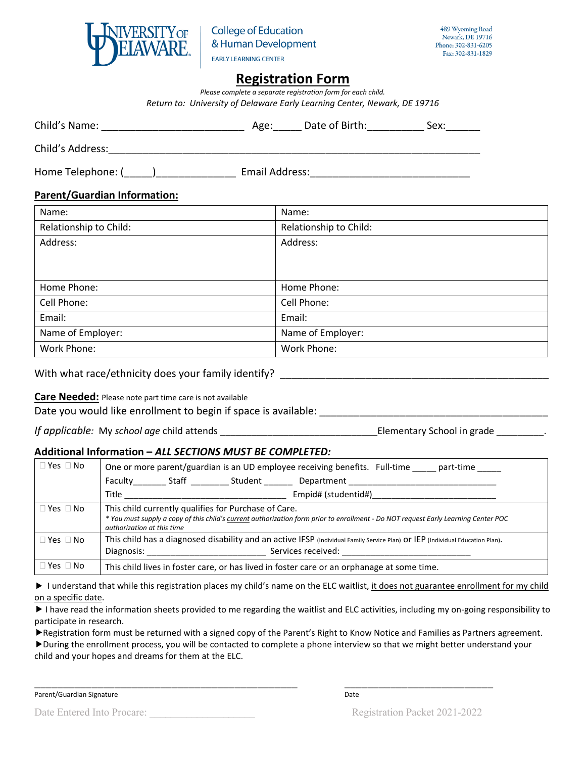University of Delaware | College of Education & Human Development
EARLY LEARNING CENTER

489 Wyoming Road
Newark, DE 19716
Phone: 302-831-6205
Fax: 302-831-1829

# Registration Form

*Please complete a separate registration form for each child.*

*Return to: University of Delaware Early Learning Center, Newark, DE 19716*

Child's Name: ________________________ Age:_____ Date of Birth:__________ Sex:______

Child's Address:____________________________________________________________

Home Telephone: (_____)_____________ Email Address:___________________________

## Parent/Guardian Information:

| Name: | Name: |
|---|---|
| Relationship to Child: | Relationship to Child: |
| Address: | Address: |
| Home Phone: | Home Phone: |
| Cell Phone: | Cell Phone: |
| Email: | Email: |
| Name of Employer: | Name of Employer: |
| Work Phone: | Work Phone: |

With what race/ethnicity does your family identify? ___________________________________________

**Care Needed:** Please note part time care is not available

Date you would like enrollment to begin if space is available: _______________________________________

*If applicable:* My *school age* child attends ____________________________Elementary School in grade ________.

## Additional Information – *ALL SECTIONS MUST BE COMPLETED:*

| | |
|---|---|
| ☐ Yes ☐ No | One or more parent/guardian is an UD employee receiving benefits. Full-time _____ part-time _____<br>Faculty_______ Staff ________ Student ______ Department ______________________________<br>Title __________________________________ Empid# (studentid#)_________________________ |
| ☐ Yes ☐ No | This child currently qualifies for Purchase of Care.<br>*\* You must supply a copy of this child's current authorization form prior to enrollment - Do NOT request Early Learning Center POC authorization at this time* |
| ☐ Yes ☐ No | This child has a diagnosed disability and an active IFSP (Individual Family Service Plan) or IEP (Individual Education Plan).<br>Diagnosis: ________________________ Services received: __________________________ |
| ☐ Yes ☐ No | This child lives in foster care, or has lived in foster care or an orphanage at some time. |

► I understand that while this registration places my child's name on the ELC waitlist, <u>it does not guarantee enrollment for my child on a specific date</u>.

► I have read the information sheets provided to me regarding the waitlist and ELC activities, including my on-going responsibility to participate in research.

►Registration form must be returned with a signed copy of the Parent's Right to Know Notice and Families as Partners agreement.

►During the enrollment process, you will be contacted to complete a phone interview so that we might better understand your child and your hopes and dreams for them at the ELC.

_______________________________________________ ___________________________

Parent/Guardian Signature Date

Date Entered Into Procare: ___________________ Registration Packet 2021-2022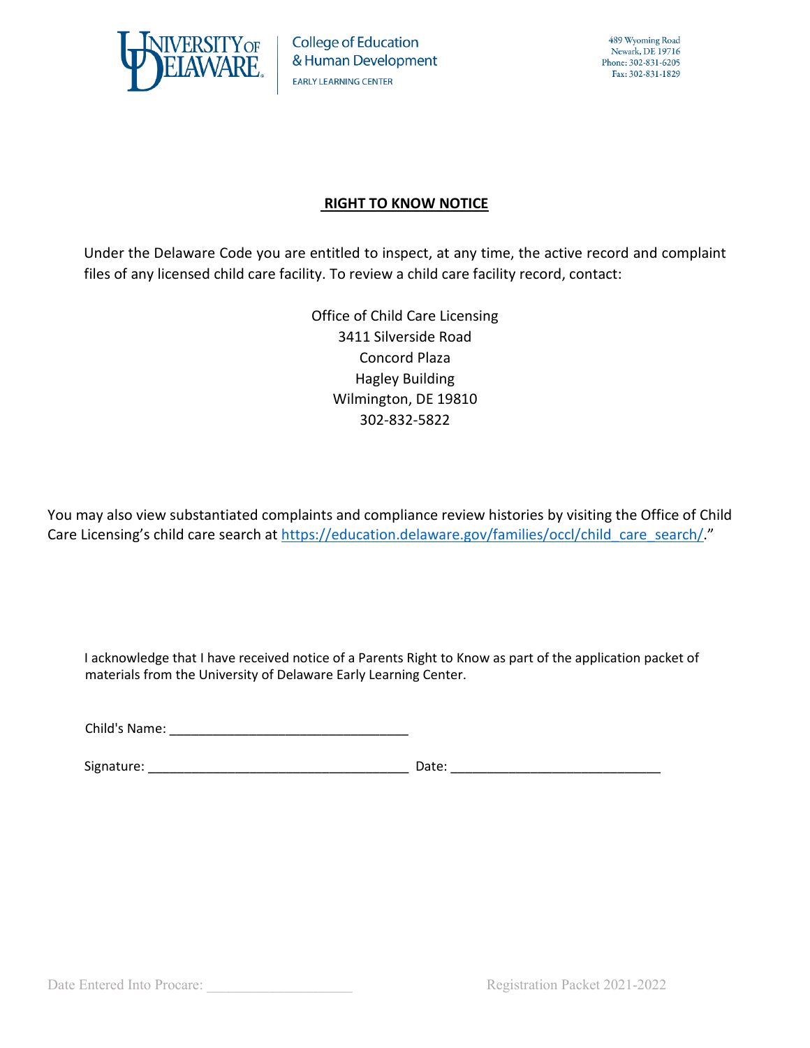University of Delaware | College of Education & Human Development | EARLY LEARNING CENTER

489 Wyoming Road
Newark, DE 19716
Phone: 302-831-6205
Fax: 302-831-1829

## RIGHT TO KNOW NOTICE

Under the Delaware Code you are entitled to inspect, at any time, the active record and complaint files of any licensed child care facility. To review a child care facility record, contact:

Office of Child Care Licensing
3411 Silverside Road
Concord Plaza
Hagley Building
Wilmington, DE 19810
302-832-5822

You may also view substantiated complaints and compliance review histories by visiting the Office of Child Care Licensing's child care search at https://education.delaware.gov/families/occl/child_care_search/."

I acknowledge that I have received notice of a Parents Right to Know as part of the application packet of materials from the University of Delaware Early Learning Center.

Child's Name: ________________________________

Signature: ___________________________________ Date: ____________________________

Date Entered Into Procare: ___________________

Registration Packet 2021-2022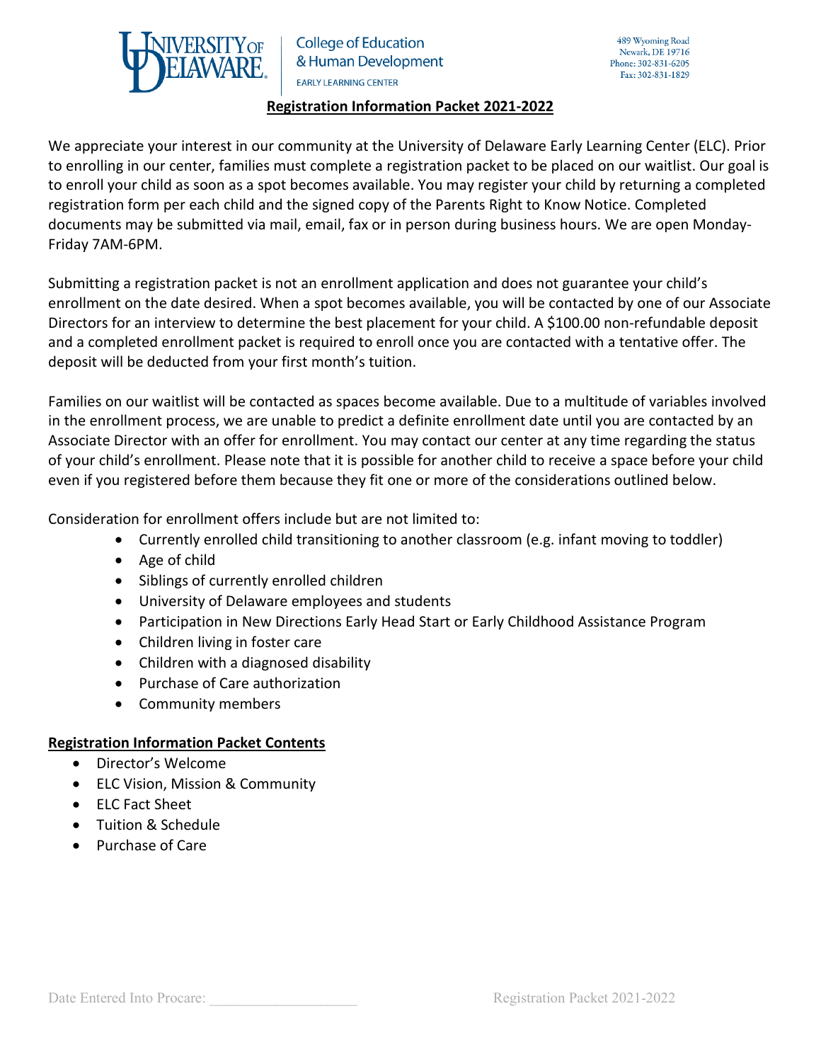University of Delaware | College of Education & Human Development | EARLY LEARNING CENTER

489 Wyoming Road
Newark, DE 19716
Phone: 302-831-6205
Fax: 302-831-1829

## Registration Information Packet 2021-2022

We appreciate your interest in our community at the University of Delaware Early Learning Center (ELC). Prior to enrolling in our center, families must complete a registration packet to be placed on our waitlist. Our goal is to enroll your child as soon as a spot becomes available. You may register your child by returning a completed registration form per each child and the signed copy of the Parents Right to Know Notice. Completed documents may be submitted via mail, email, fax or in person during business hours. We are open Monday-Friday 7AM-6PM.

Submitting a registration packet is not an enrollment application and does not guarantee your child's enrollment on the date desired. When a spot becomes available, you will be contacted by one of our Associate Directors for an interview to determine the best placement for your child. A $100.00 non-refundable deposit and a completed enrollment packet is required to enroll once you are contacted with a tentative offer. The deposit will be deducted from your first month's tuition.

Families on our waitlist will be contacted as spaces become available. Due to a multitude of variables involved in the enrollment process, we are unable to predict a definite enrollment date until you are contacted by an Associate Director with an offer for enrollment. You may contact our center at any time regarding the status of your child's enrollment. Please note that it is possible for another child to receive a space before your child even if you registered before them because they fit one or more of the considerations outlined below.

Consideration for enrollment offers include but are not limited to:

- Currently enrolled child transitioning to another classroom (e.g. infant moving to toddler)
- Age of child
- Siblings of currently enrolled children
- University of Delaware employees and students
- Participation in New Directions Early Head Start or Early Childhood Assistance Program
- Children living in foster care
- Children with a diagnosed disability
- Purchase of Care authorization
- Community members

### Registration Information Packet Contents

- Director's Welcome
- ELC Vision, Mission & Community
- ELC Fact Sheet
- Tuition & Schedule
- Purchase of Care

Date Entered Into Procare: ___________________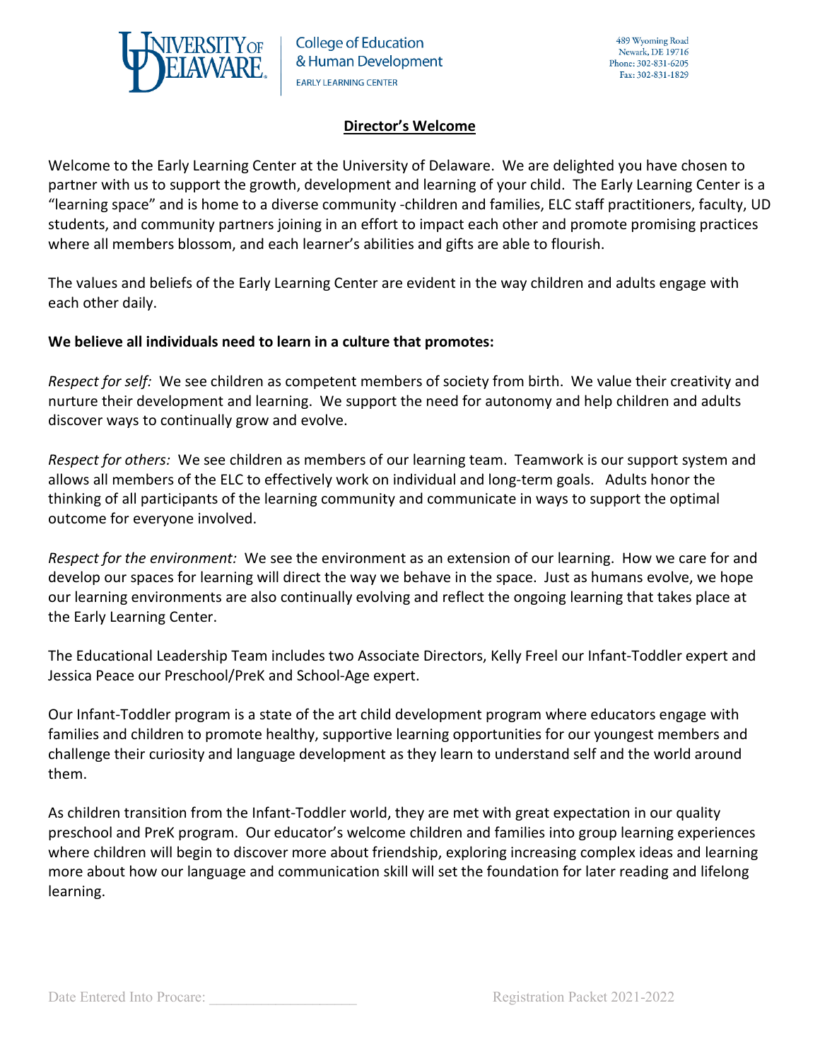## Director's Welcome

Welcome to the Early Learning Center at the University of Delaware. We are delighted you have chosen to partner with us to support the growth, development and learning of your child. The Early Learning Center is a "learning space" and is home to a diverse community -children and families, ELC staff practitioners, faculty, UD students, and community partners joining in an effort to impact each other and promote promising practices where all members blossom, and each learner's abilities and gifts are able to flourish.

The values and beliefs of the Early Learning Center are evident in the way children and adults engage with each other daily.

**We believe all individuals need to learn in a culture that promotes:**

*Respect for self:* We see children as competent members of society from birth. We value their creativity and nurture their development and learning. We support the need for autonomy and help children and adults discover ways to continually grow and evolve.

*Respect for others:* We see children as members of our learning team. Teamwork is our support system and allows all members of the ELC to effectively work on individual and long-term goals. Adults honor the thinking of all participants of the learning community and communicate in ways to support the optimal outcome for everyone involved.

*Respect for the environment:* We see the environment as an extension of our learning. How we care for and develop our spaces for learning will direct the way we behave in the space. Just as humans evolve, we hope our learning environments are also continually evolving and reflect the ongoing learning that takes place at the Early Learning Center.

The Educational Leadership Team includes two Associate Directors, Kelly Freel our Infant-Toddler expert and Jessica Peace our Preschool/PreK and School-Age expert.

Our Infant-Toddler program is a state of the art child development program where educators engage with families and children to promote healthy, supportive learning opportunities for our youngest members and challenge their curiosity and language development as they learn to understand self and the world around them.

As children transition from the Infant-Toddler world, they are met with great expectation in our quality preschool and PreK program. Our educator's welcome children and families into group learning experiences where children will begin to discover more about friendship, exploring increasing complex ideas and learning more about how our language and communication skill will set the foundation for later reading and lifelong learning.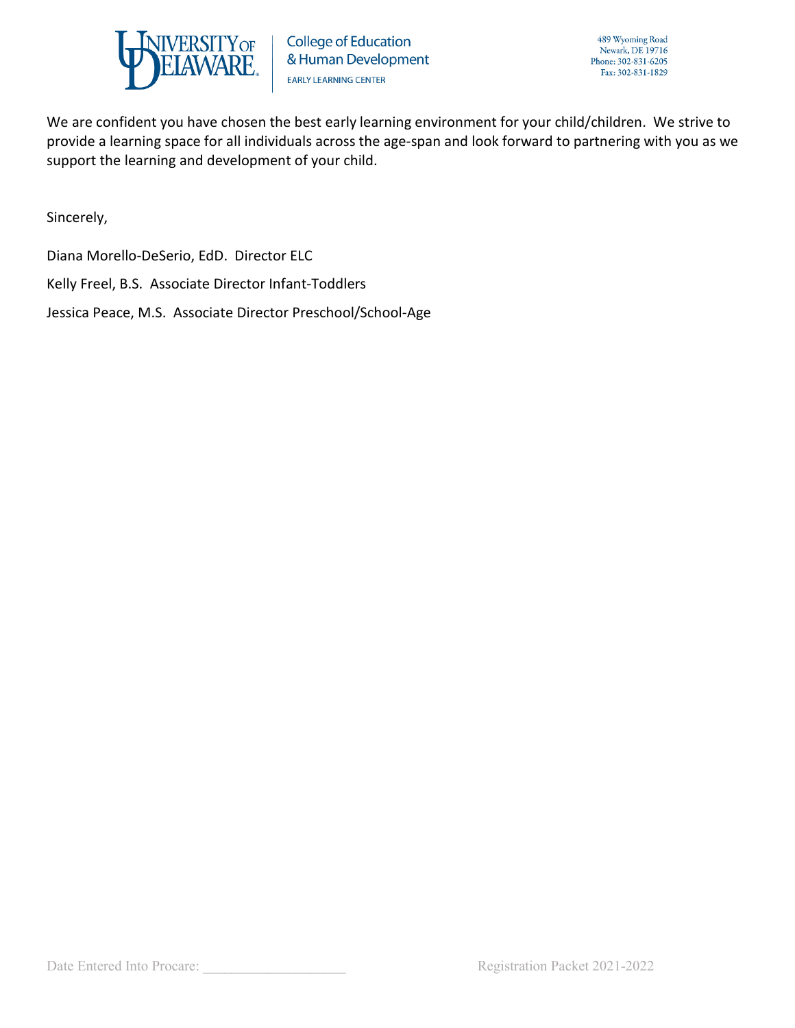We are confident you have chosen the best early learning environment for your child/children. We strive to provide a learning space for all individuals across the age-span and look forward to partnering with you as we support the learning and development of your child.

Sincerely,

Diana Morello-DeSerio, EdD. Director ELC

Kelly Freel, B.S. Associate Director Infant-Toddlers

Jessica Peace, M.S. Associate Director Preschool/School-Age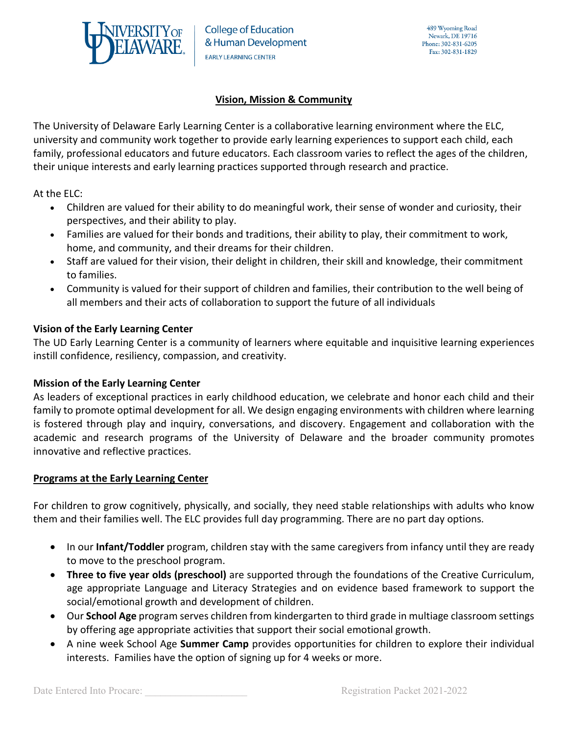University of Delaware | College of Education & Human Development | EARLY LEARNING CENTER

489 Wyoming Road
Newark, DE 19716
Phone: 302-831-6205
Fax: 302-831-1829

## Vision, Mission & Community

The University of Delaware Early Learning Center is a collaborative learning environment where the ELC, university and community work together to provide early learning experiences to support each child, each family, professional educators and future educators. Each classroom varies to reflect the ages of the children, their unique interests and early learning practices supported through research and practice.

At the ELC:

- Children are valued for their ability to do meaningful work, their sense of wonder and curiosity, their perspectives, and their ability to play.
- Families are valued for their bonds and traditions, their ability to play, their commitment to work, home, and community, and their dreams for their children.
- Staff are valued for their vision, their delight in children, their skill and knowledge, their commitment to families.
- Community is valued for their support of children and families, their contribution to the well being of all members and their acts of collaboration to support the future of all individuals

**Vision of the Early Learning Center**
The UD Early Learning Center is a community of learners where equitable and inquisitive learning experiences instill confidence, resiliency, compassion, and creativity.

**Mission of the Early Learning Center**
As leaders of exceptional practices in early childhood education, we celebrate and honor each child and their family to promote optimal development for all. We design engaging environments with children where learning is fostered through play and inquiry, conversations, and discovery. Engagement and collaboration with the academic and research programs of the University of Delaware and the broader community promotes innovative and reflective practices.

## Programs at the Early Learning Center

For children to grow cognitively, physically, and socially, they need stable relationships with adults who know them and their families well. The ELC provides full day programming. There are no part day options.

- In our **Infant/Toddler** program, children stay with the same caregivers from infancy until they are ready to move to the preschool program.
- **Three to five year olds (preschool)** are supported through the foundations of the Creative Curriculum, age appropriate Language and Literacy Strategies and on evidence based framework to support the social/emotional growth and development of children.
- Our **School Age** program serves children from kindergarten to third grade in multiage classroom settings by offering age appropriate activities that support their social emotional growth.
- A nine week School Age **Summer Camp** provides opportunities for children to explore their individual interests. Families have the option of signing up for 4 weeks or more.

Date Entered Into Procare: ___________________

Registration Packet 2021-2022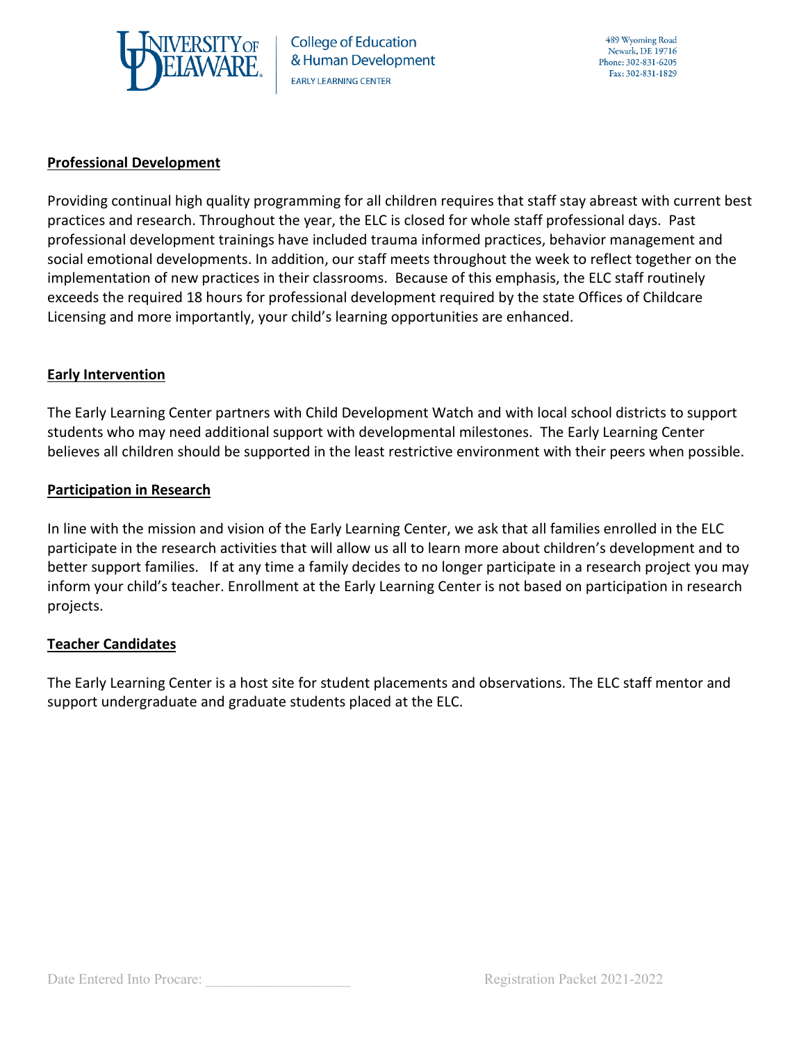## Professional Development

Providing continual high quality programming for all children requires that staff stay abreast with current best practices and research. Throughout the year, the ELC is closed for whole staff professional days. Past professional development trainings have included trauma informed practices, behavior management and social emotional developments. In addition, our staff meets throughout the week to reflect together on the implementation of new practices in their classrooms. Because of this emphasis, the ELC staff routinely exceeds the required 18 hours for professional development required by the state Offices of Childcare Licensing and more importantly, your child's learning opportunities are enhanced.

## Early Intervention

The Early Learning Center partners with Child Development Watch and with local school districts to support students who may need additional support with developmental milestones. The Early Learning Center believes all children should be supported in the least restrictive environment with their peers when possible.

## Participation in Research

In line with the mission and vision of the Early Learning Center, we ask that all families enrolled in the ELC participate in the research activities that will allow us all to learn more about children's development and to better support families. If at any time a family decides to no longer participate in a research project you may inform your child's teacher. Enrollment at the Early Learning Center is not based on participation in research projects.

## Teacher Candidates

The Early Learning Center is a host site for student placements and observations. The ELC staff mentor and support undergraduate and graduate students placed at the ELC.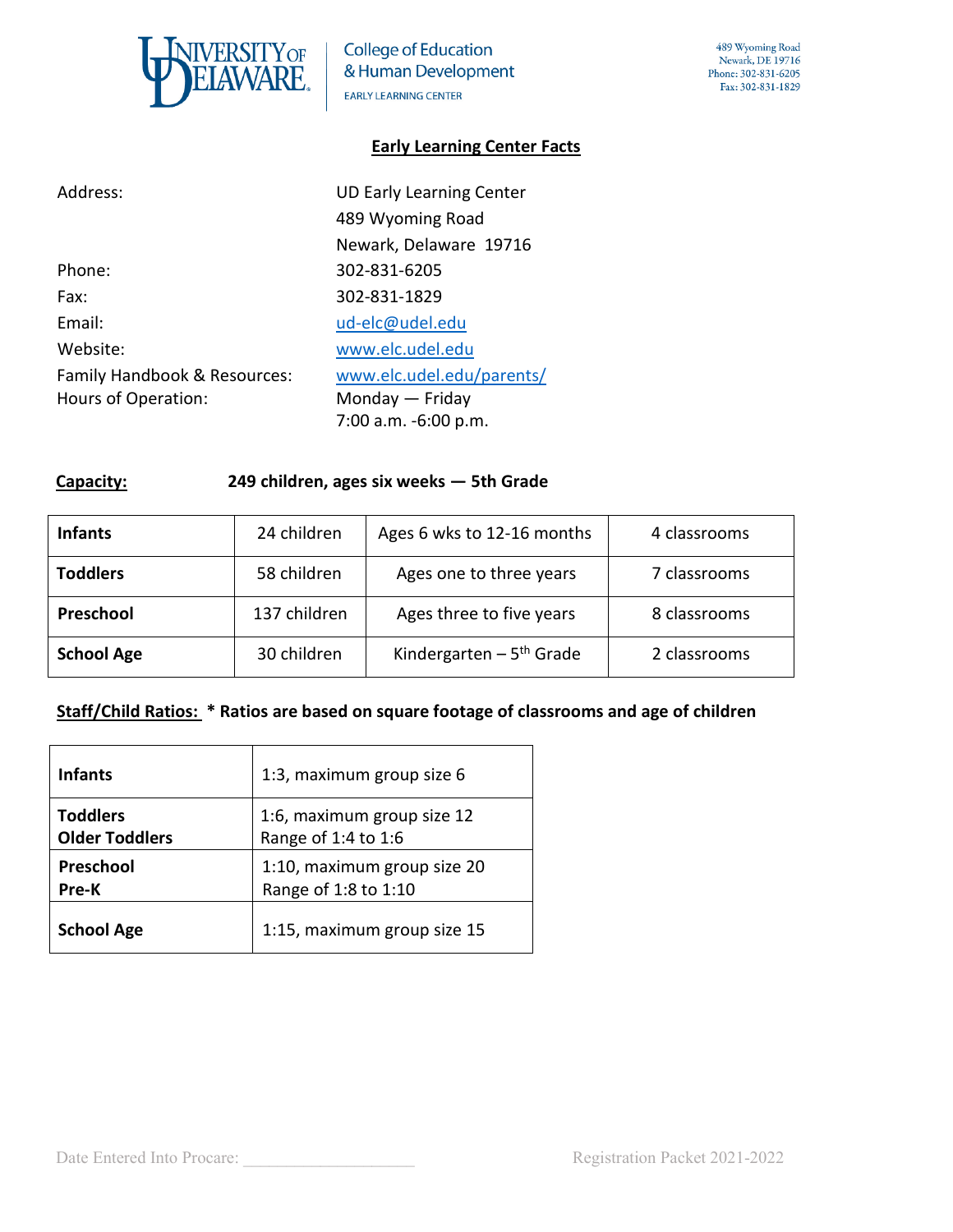University of Delaware | College of Education & Human Development | EARLY LEARNING CENTER

489 Wyoming Road
Newark, DE 19716
Phone: 302-831-6205
Fax: 302-831-1829

## Early Learning Center Facts

| | |
|---|---|
| Address: | UD Early Learning Center<br>489 Wyoming Road<br>Newark, Delaware 19716 |
| Phone: | 302-831-6205 |
| Fax: | 302-831-1829 |
| Email: | ud-elc@udel.edu |
| Website: | www.elc.udel.edu |
| Family Handbook & Resources: | www.elc.udel.edu/parents/ |
| Hours of Operation: | Monday — Friday<br>7:00 a.m. -6:00 p.m. |

**Capacity:** **249 children, ages six weeks — 5th Grade**

| | | | |
|---|---|---|---|
| **Infants** | 24 children | Ages 6 wks to 12-16 months | 4 classrooms |
| **Toddlers** | 58 children | Ages one to three years | 7 classrooms |
| **Preschool** | 137 children | Ages three to five years | 8 classrooms |
| **School Age** | 30 children | Kindergarten – 5th Grade | 2 classrooms |

**Staff/Child Ratios: * Ratios are based on square footage of classrooms and age of children**

| | |
|---|---|
| **Infants** | 1:3, maximum group size 6 |
| **Toddlers**<br>**Older Toddlers** | 1:6, maximum group size 12<br>Range of 1:4 to 1:6 |
| **Preschool**<br>**Pre-K** | 1:10, maximum group size 20<br>Range of 1:8 to 1:10 |
| **School Age** | 1:15, maximum group size 15 |

Date Entered Into Procare: ___________________

Registration Packet 2021-2022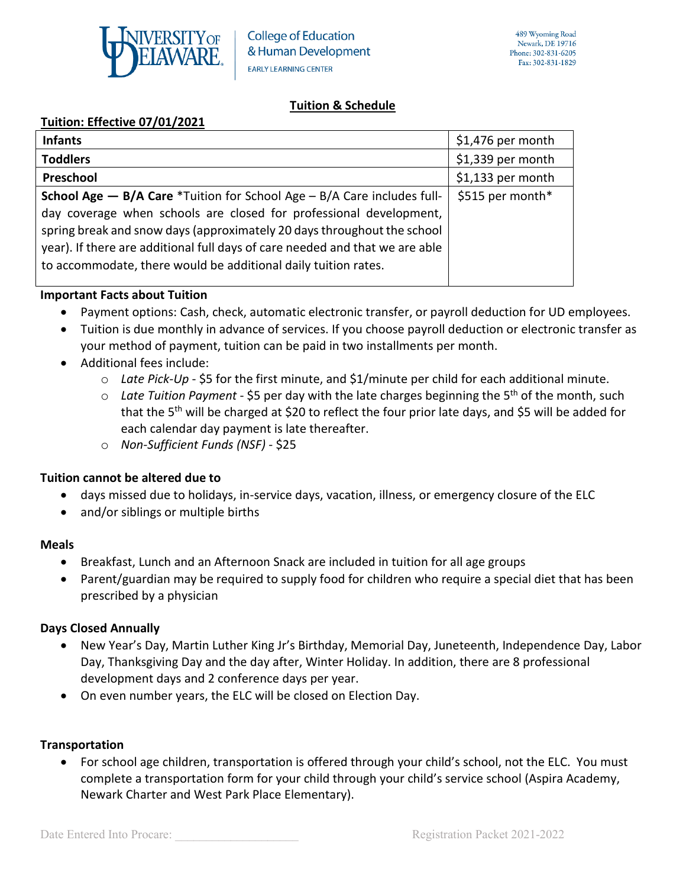University of Delaware College of Education & Human Development
EARLY LEARNING CENTER

489 Wyoming Road
Newark, DE 19716
Phone: 302-831-6205
Fax: 302-831-1829

## Tuition & Schedule

**Tuition: Effective 07/01/2021**

| | |
|---|---|
| **Infants** | $1,476 per month |
| **Toddlers** | $1,339 per month |
| **Preschool** | $1,133 per month |
| **School Age — B/A Care** *Tuition for School Age – B/A Care includes full-day coverage when schools are closed for professional development, spring break and snow days (approximately 20 days throughout the school year). If there are additional full days of care needed and that we are able to accommodate, there would be additional daily tuition rates. | $515 per month* |

**Important Facts about Tuition**

- Payment options: Cash, check, automatic electronic transfer, or payroll deduction for UD employees.
- Tuition is due monthly in advance of services. If you choose payroll deduction or electronic transfer as your method of payment, tuition can be paid in two installments per month.
- Additional fees include:
  - *Late Pick-Up* - $5 for the first minute, and $1/minute per child for each additional minute.
  - *Late Tuition Payment* - $5 per day with the late charges beginning the 5th of the month, such that the 5th will be charged at $20 to reflect the four prior late days, and $5 will be added for each calendar day payment is late thereafter.
  - *Non-Sufficient Funds (NSF)* - $25

**Tuition cannot be altered due to**

- days missed due to holidays, in-service days, vacation, illness, or emergency closure of the ELC
- and/or siblings or multiple births

**Meals**

- Breakfast, Lunch and an Afternoon Snack are included in tuition for all age groups
- Parent/guardian may be required to supply food for children who require a special diet that has been prescribed by a physician

**Days Closed Annually**

- New Year's Day, Martin Luther King Jr's Birthday, Memorial Day, Juneteenth, Independence Day, Labor Day, Thanksgiving Day and the day after, Winter Holiday. In addition, there are 8 professional development days and 2 conference days per year.
- On even number years, the ELC will be closed on Election Day.

**Transportation**

- For school age children, transportation is offered through your child's school, not the ELC. You must complete a transportation form for your child through your child's service school (Aspira Academy, Newark Charter and West Park Place Elementary).

Date Entered Into Procare: ___________________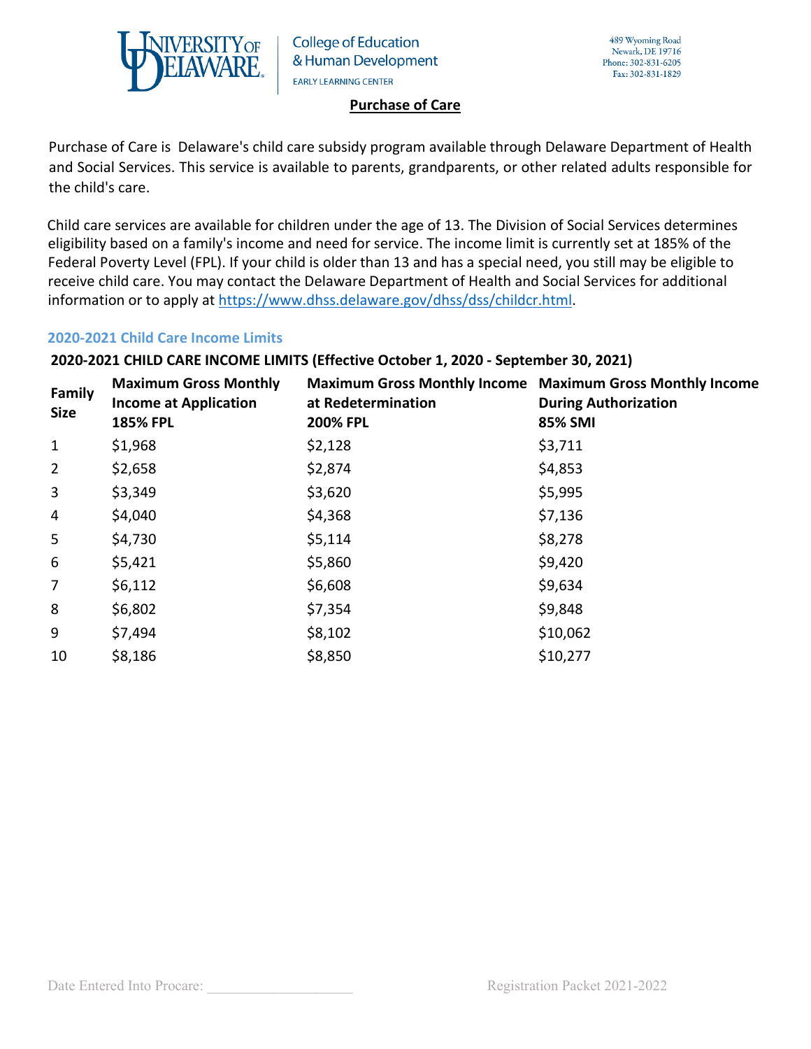University of Delaware | College of Education & Human Development | EARLY LEARNING CENTER

489 Wyoming Road
Newark, DE 19716
Phone: 302-831-6205
Fax: 302-831-1829

## Purchase of Care

Purchase of Care is Delaware's child care subsidy program available through Delaware Department of Health and Social Services. This service is available to parents, grandparents, or other related adults responsible for the child's care.

Child care services are available for children under the age of 13. The Division of Social Services determines eligibility based on a family's income and need for service. The income limit is currently set at 185% of the Federal Poverty Level (FPL). If your child is older than 13 and has a special need, you still may be eligible to receive child care. You may contact the Delaware Department of Health and Social Services for additional information or to apply at https://www.dhss.delaware.gov/dhss/dss/childcr.html.

### 2020-2021 Child Care Income Limits

**2020-2021 CHILD CARE INCOME LIMITS (Effective October 1, 2020 - September 30, 2021)**

| Family Size | Maximum Gross Monthly Income at Application 185% FPL | Maximum Gross Monthly Income at Redetermination 200% FPL | Maximum Gross Monthly Income During Authorization 85% SMI |
|---|---|---|---|
| 1 | $1,968 | $2,128 | $3,711 |
| 2 | $2,658 | $2,874 | $4,853 |
| 3 | $3,349 | $3,620 | $5,995 |
| 4 | $4,040 | $4,368 | $7,136 |
| 5 | $4,730 | $5,114 | $8,278 |
| 6 | $5,421 | $5,860 | $9,420 |
| 7 | $6,112 | $6,608 | $9,634 |
| 8 | $6,802 | $7,354 | $9,848 |
| 9 | $7,494 | $8,102 | $10,062 |
| 10 | $8,186 | $8,850 | $10,277 |

Date Entered Into Procare: ___________________